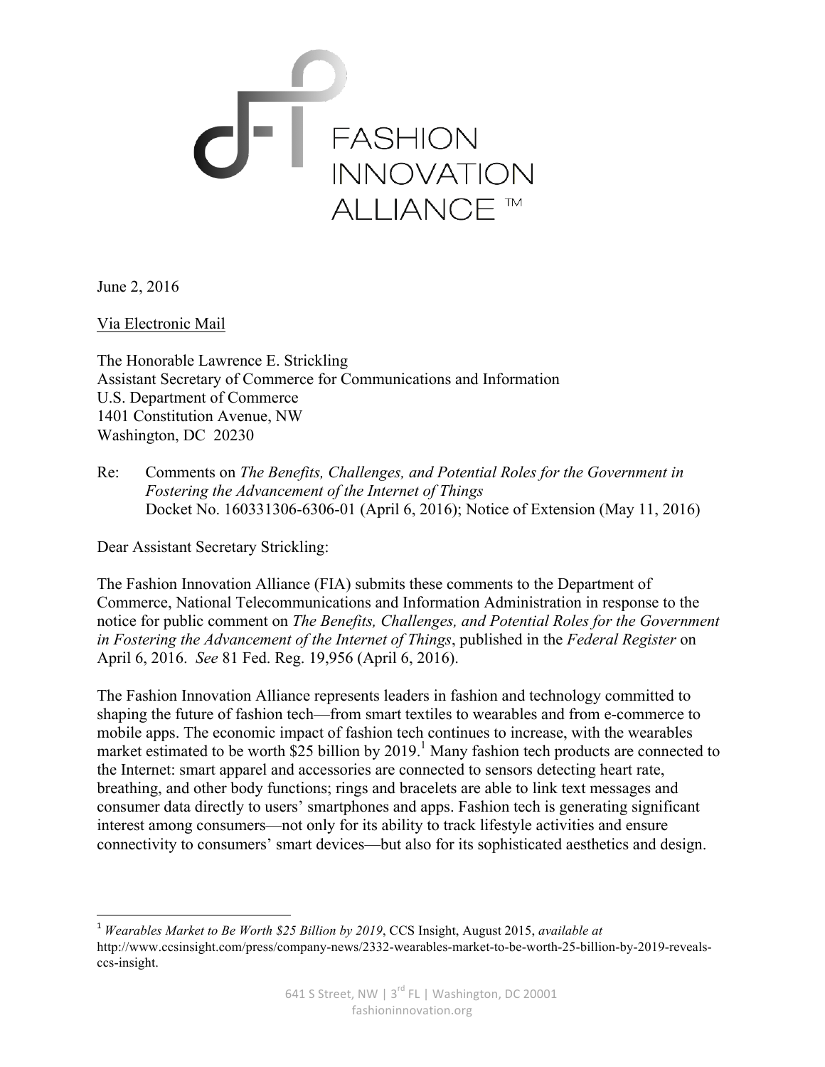FASHION INNOVATION ALLIANCE ™

June 2, 2016

Via Electronic Mail

The Honorable Lawrence E. Strickling
Assistant Secretary of Commerce for Communications and Information
U.S. Department of Commerce
1401 Constitution Avenue, NW
Washington, DC 20230

Re: Comments on *The Benefits, Challenges, and Potential Roles for the Government in Fostering the Advancement of the Internet of Things*
Docket No. 160331306-6306-01 (April 6, 2016); Notice of Extension (May 11, 2016)

Dear Assistant Secretary Strickling:

The Fashion Innovation Alliance (FIA) submits these comments to the Department of Commerce, National Telecommunications and Information Administration in response to the notice for public comment on *The Benefits, Challenges, and Potential Roles for the Government in Fostering the Advancement of the Internet of Things*, published in the *Federal Register* on April 6, 2016. *See* 81 Fed. Reg. 19,956 (April 6, 2016).

The Fashion Innovation Alliance represents leaders in fashion and technology committed to shaping the future of fashion tech—from smart textiles to wearables and from e-commerce to mobile apps. The economic impact of fashion tech continues to increase, with the wearables market estimated to be worth $25 billion by 2019.[1] Many fashion tech products are connected to the Internet: smart apparel and accessories are connected to sensors detecting heart rate, breathing, and other body functions; rings and bracelets are able to link text messages and consumer data directly to users' smartphones and apps. Fashion tech is generating significant interest among consumers—not only for its ability to track lifestyle activities and ensure connectivity to consumers' smart devices—but also for its sophisticated aesthetics and design.

---

[1] *Wearables Market to Be Worth $25 Billion by 2019*, CCS Insight, August 2015, *available at* http://www.ccsinsight.com/press/company-news/2332-wearables-market-to-be-worth-25-billion-by-2019-reveals-ccs-insight.

641 S Street, NW | 3rd FL | Washington, DC 20001
fashioninnovation.org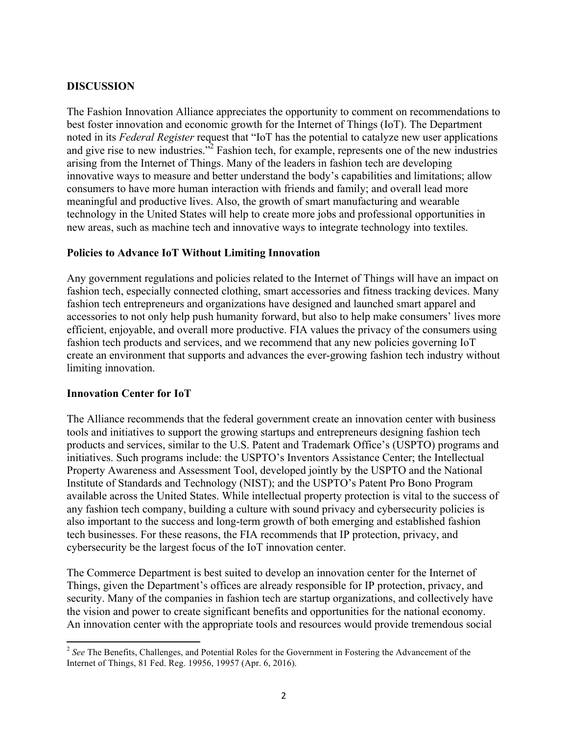## DISCUSSION

The Fashion Innovation Alliance appreciates the opportunity to comment on recommendations to best foster innovation and economic growth for the Internet of Things (IoT). The Department noted in its *Federal Register* request that "IoT has the potential to catalyze new user applications and give rise to new industries."[2] Fashion tech, for example, represents one of the new industries arising from the Internet of Things. Many of the leaders in fashion tech are developing innovative ways to measure and better understand the body's capabilities and limitations; allow consumers to have more human interaction with friends and family; and overall lead more meaningful and productive lives. Also, the growth of smart manufacturing and wearable technology in the United States will help to create more jobs and professional opportunities in new areas, such as machine tech and innovative ways to integrate technology into textiles.

### Policies to Advance IoT Without Limiting Innovation

Any government regulations and policies related to the Internet of Things will have an impact on fashion tech, especially connected clothing, smart accessories and fitness tracking devices. Many fashion tech entrepreneurs and organizations have designed and launched smart apparel and accessories to not only help push humanity forward, but also to help make consumers' lives more efficient, enjoyable, and overall more productive. FIA values the privacy of the consumers using fashion tech products and services, and we recommend that any new policies governing IoT create an environment that supports and advances the ever-growing fashion tech industry without limiting innovation.

### Innovation Center for IoT

The Alliance recommends that the federal government create an innovation center with business tools and initiatives to support the growing startups and entrepreneurs designing fashion tech products and services, similar to the U.S. Patent and Trademark Office's (USPTO) programs and initiatives. Such programs include: the USPTO's Inventors Assistance Center; the Intellectual Property Awareness and Assessment Tool, developed jointly by the USPTO and the National Institute of Standards and Technology (NIST); and the USPTO's Patent Pro Bono Program available across the United States. While intellectual property protection is vital to the success of any fashion tech company, building a culture with sound privacy and cybersecurity policies is also important to the success and long-term growth of both emerging and established fashion tech businesses. For these reasons, the FIA recommends that IP protection, privacy, and cybersecurity be the largest focus of the IoT innovation center.

The Commerce Department is best suited to develop an innovation center for the Internet of Things, given the Department's offices are already responsible for IP protection, privacy, and security. Many of the companies in fashion tech are startup organizations, and collectively have the vision and power to create significant benefits and opportunities for the national economy. An innovation center with the appropriate tools and resources would provide tremendous social

[2] *See* The Benefits, Challenges, and Potential Roles for the Government in Fostering the Advancement of the Internet of Things, 81 Fed. Reg. 19956, 19957 (Apr. 6, 2016).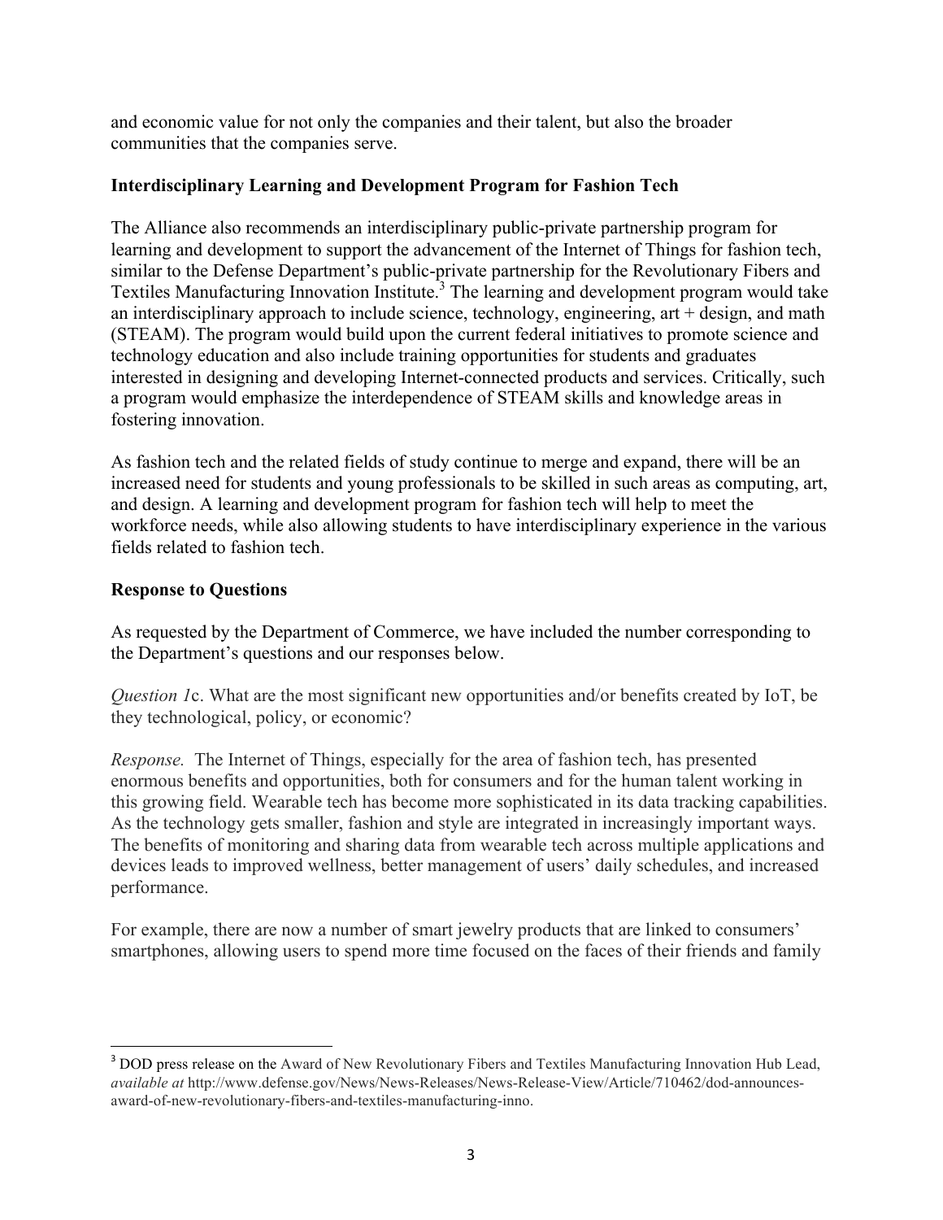and economic value for not only the companies and their talent, but also the broader communities that the companies serve.

**Interdisciplinary Learning and Development Program for Fashion Tech**

The Alliance also recommends an interdisciplinary public-private partnership program for learning and development to support the advancement of the Internet of Things for fashion tech, similar to the Defense Department's public-private partnership for the Revolutionary Fibers and Textiles Manufacturing Innovation Institute.[3] The learning and development program would take an interdisciplinary approach to include science, technology, engineering, art + design, and math (STEAM). The program would build upon the current federal initiatives to promote science and technology education and also include training opportunities for students and graduates interested in designing and developing Internet-connected products and services. Critically, such a program would emphasize the interdependence of STEAM skills and knowledge areas in fostering innovation.

As fashion tech and the related fields of study continue to merge and expand, there will be an increased need for students and young professionals to be skilled in such areas as computing, art, and design. A learning and development program for fashion tech will help to meet the workforce needs, while also allowing students to have interdisciplinary experience in the various fields related to fashion tech.

**Response to Questions**

As requested by the Department of Commerce, we have included the number corresponding to the Department's questions and our responses below.

*Question 1*c. What are the most significant new opportunities and/or benefits created by IoT, be they technological, policy, or economic?

*Response.* The Internet of Things, especially for the area of fashion tech, has presented enormous benefits and opportunities, both for consumers and for the human talent working in this growing field. Wearable tech has become more sophisticated in its data tracking capabilities. As the technology gets smaller, fashion and style are integrated in increasingly important ways. The benefits of monitoring and sharing data from wearable tech across multiple applications and devices leads to improved wellness, better management of users' daily schedules, and increased performance.

For example, there are now a number of smart jewelry products that are linked to consumers' smartphones, allowing users to spend more time focused on the faces of their friends and family

---

[3] DOD press release on the Award of New Revolutionary Fibers and Textiles Manufacturing Innovation Hub Lead, *available at* http://www.defense.gov/News/News-Releases/News-Release-View/Article/710462/dod-announces-award-of-new-revolutionary-fibers-and-textiles-manufacturing-inno.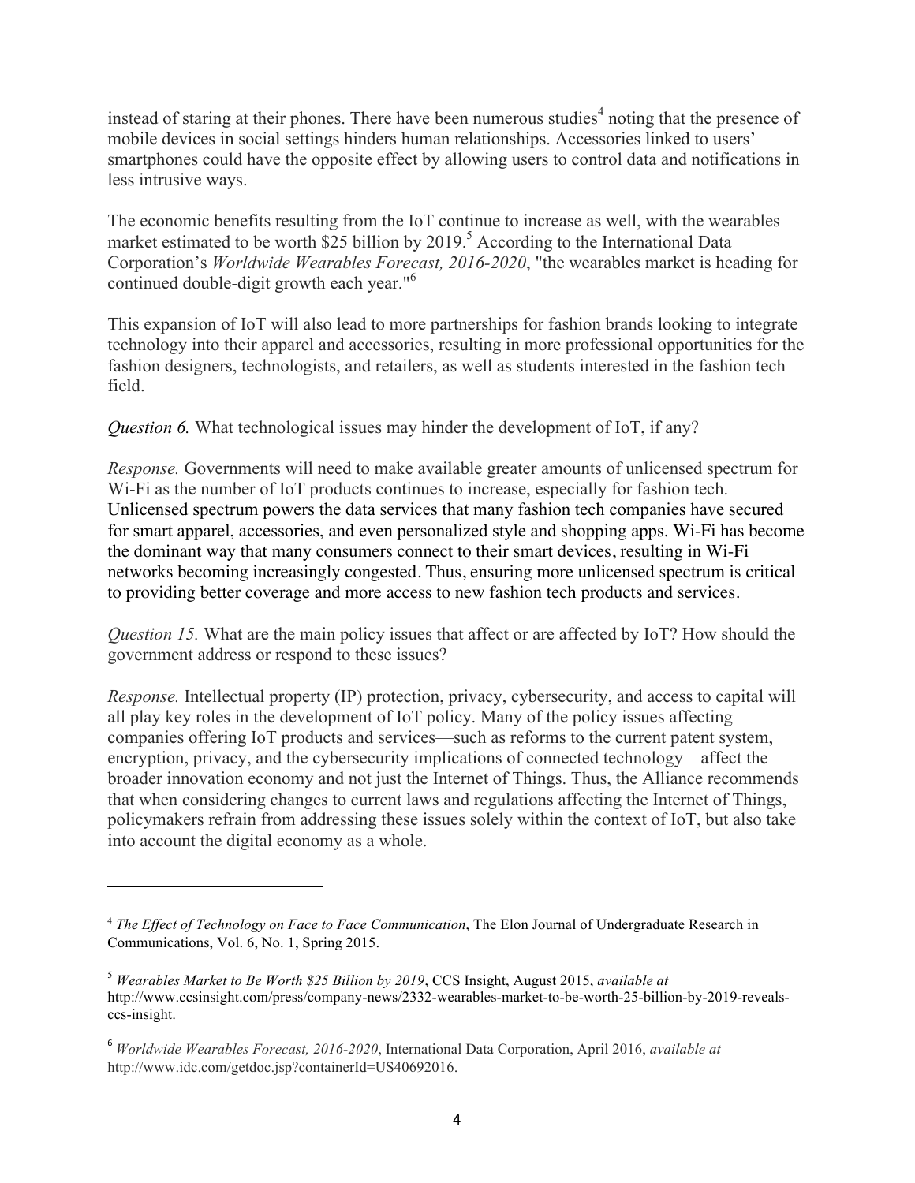instead of staring at their phones. There have been numerous studies[4] noting that the presence of mobile devices in social settings hinders human relationships. Accessories linked to users' smartphones could have the opposite effect by allowing users to control data and notifications in less intrusive ways.

The economic benefits resulting from the IoT continue to increase as well, with the wearables market estimated to be worth $25 billion by 2019.[5] According to the International Data Corporation's *Worldwide Wearables Forecast, 2016-2020*, "the wearables market is heading for continued double-digit growth each year."[6]

This expansion of IoT will also lead to more partnerships for fashion brands looking to integrate technology into their apparel and accessories, resulting in more professional opportunities for the fashion designers, technologists, and retailers, as well as students interested in the fashion tech field.

*Question 6.* What technological issues may hinder the development of IoT, if any?

*Response.* Governments will need to make available greater amounts of unlicensed spectrum for Wi-Fi as the number of IoT products continues to increase, especially for fashion tech. Unlicensed spectrum powers the data services that many fashion tech companies have secured for smart apparel, accessories, and even personalized style and shopping apps. Wi-Fi has become the dominant way that many consumers connect to their smart devices, resulting in Wi-Fi networks becoming increasingly congested. Thus, ensuring more unlicensed spectrum is critical to providing better coverage and more access to new fashion tech products and services.

*Question 15.* What are the main policy issues that affect or are affected by IoT? How should the government address or respond to these issues?

*Response.* Intellectual property (IP) protection, privacy, cybersecurity, and access to capital will all play key roles in the development of IoT policy. Many of the policy issues affecting companies offering IoT products and services—such as reforms to the current patent system, encryption, privacy, and the cybersecurity implications of connected technology—affect the broader innovation economy and not just the Internet of Things. Thus, the Alliance recommends that when considering changes to current laws and regulations affecting the Internet of Things, policymakers refrain from addressing these issues solely within the context of IoT, but also take into account the digital economy as a whole.

---

[4] *The Effect of Technology on Face to Face Communication*, The Elon Journal of Undergraduate Research in Communications, Vol. 6, No. 1, Spring 2015.

[5] *Wearables Market to Be Worth $25 Billion by 2019*, CCS Insight, August 2015, *available at* http://www.ccsinsight.com/press/company-news/2332-wearables-market-to-be-worth-25-billion-by-2019-reveals-ccs-insight.

[6] *Worldwide Wearables Forecast, 2016-2020*, International Data Corporation, April 2016, *available at* http://www.idc.com/getdoc.jsp?containerId=US40692016.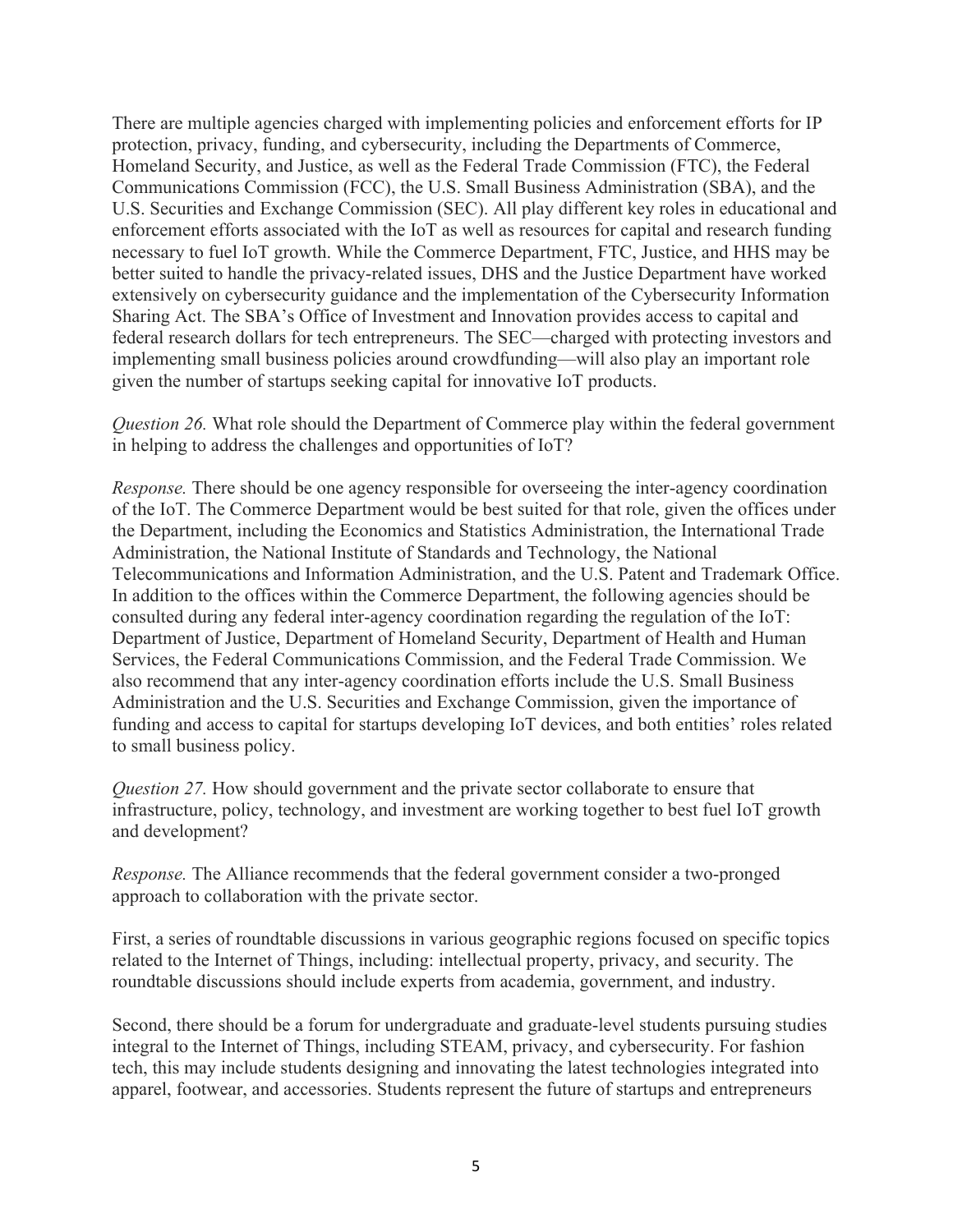There are multiple agencies charged with implementing policies and enforcement efforts for IP protection, privacy, funding, and cybersecurity, including the Departments of Commerce, Homeland Security, and Justice, as well as the Federal Trade Commission (FTC), the Federal Communications Commission (FCC), the U.S. Small Business Administration (SBA), and the U.S. Securities and Exchange Commission (SEC). All play different key roles in educational and enforcement efforts associated with the IoT as well as resources for capital and research funding necessary to fuel IoT growth. While the Commerce Department, FTC, Justice, and HHS may be better suited to handle the privacy-related issues, DHS and the Justice Department have worked extensively on cybersecurity guidance and the implementation of the Cybersecurity Information Sharing Act. The SBA's Office of Investment and Innovation provides access to capital and federal research dollars for tech entrepreneurs. The SEC—charged with protecting investors and implementing small business policies around crowdfunding—will also play an important role given the number of startups seeking capital for innovative IoT products.

*Question 26.* What role should the Department of Commerce play within the federal government in helping to address the challenges and opportunities of IoT?

*Response.* There should be one agency responsible for overseeing the inter-agency coordination of the IoT. The Commerce Department would be best suited for that role, given the offices under the Department, including the Economics and Statistics Administration, the International Trade Administration, the National Institute of Standards and Technology, the National Telecommunications and Information Administration, and the U.S. Patent and Trademark Office. In addition to the offices within the Commerce Department, the following agencies should be consulted during any federal inter-agency coordination regarding the regulation of the IoT: Department of Justice, Department of Homeland Security, Department of Health and Human Services, the Federal Communications Commission, and the Federal Trade Commission. We also recommend that any inter-agency coordination efforts include the U.S. Small Business Administration and the U.S. Securities and Exchange Commission, given the importance of funding and access to capital for startups developing IoT devices, and both entities' roles related to small business policy.

*Question 27.* How should government and the private sector collaborate to ensure that infrastructure, policy, technology, and investment are working together to best fuel IoT growth and development?

*Response.* The Alliance recommends that the federal government consider a two-pronged approach to collaboration with the private sector.

First, a series of roundtable discussions in various geographic regions focused on specific topics related to the Internet of Things, including: intellectual property, privacy, and security. The roundtable discussions should include experts from academia, government, and industry.

Second, there should be a forum for undergraduate and graduate-level students pursuing studies integral to the Internet of Things, including STEAM, privacy, and cybersecurity. For fashion tech, this may include students designing and innovating the latest technologies integrated into apparel, footwear, and accessories. Students represent the future of startups and entrepreneurs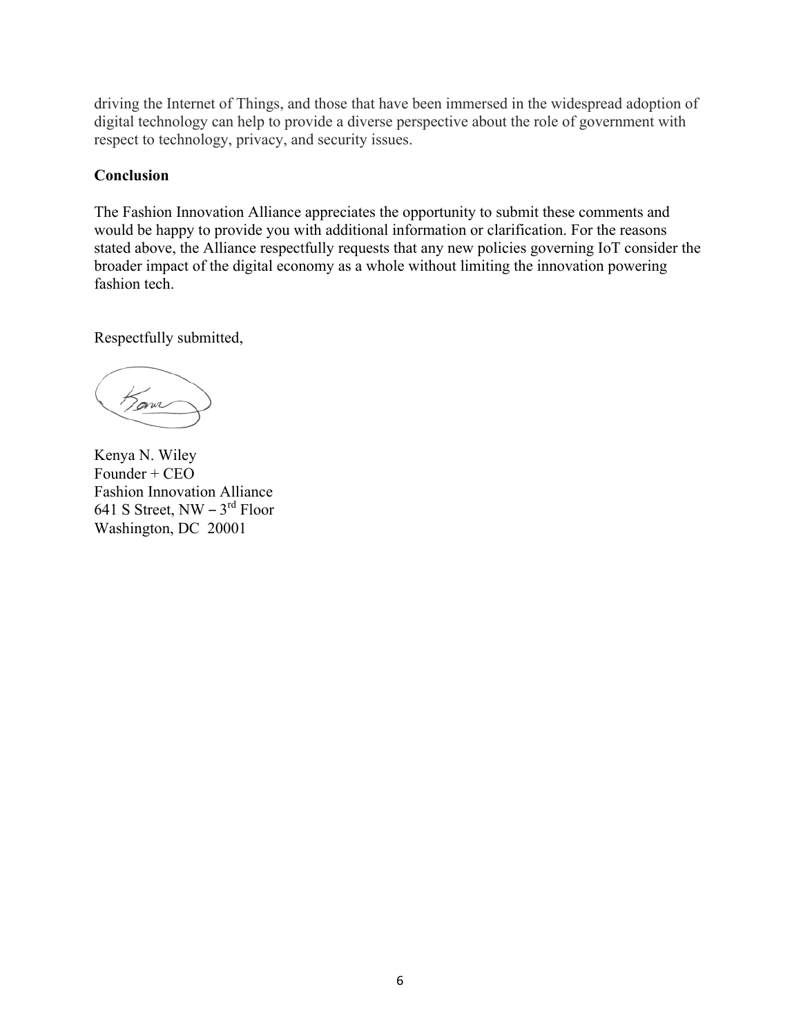driving the Internet of Things, and those that have been immersed in the widespread adoption of digital technology can help to provide a diverse perspective about the role of government with respect to technology, privacy, and security issues.

**Conclusion**

The Fashion Innovation Alliance appreciates the opportunity to submit these comments and would be happy to provide you with additional information or clarification. For the reasons stated above, the Alliance respectfully requests that any new policies governing IoT consider the broader impact of the digital economy as a whole without limiting the innovation powering fashion tech.

Respectfully submitted,

Kenya N. Wiley
Founder + CEO
Fashion Innovation Alliance
641 S Street, NW – 3rd Floor
Washington, DC 20001